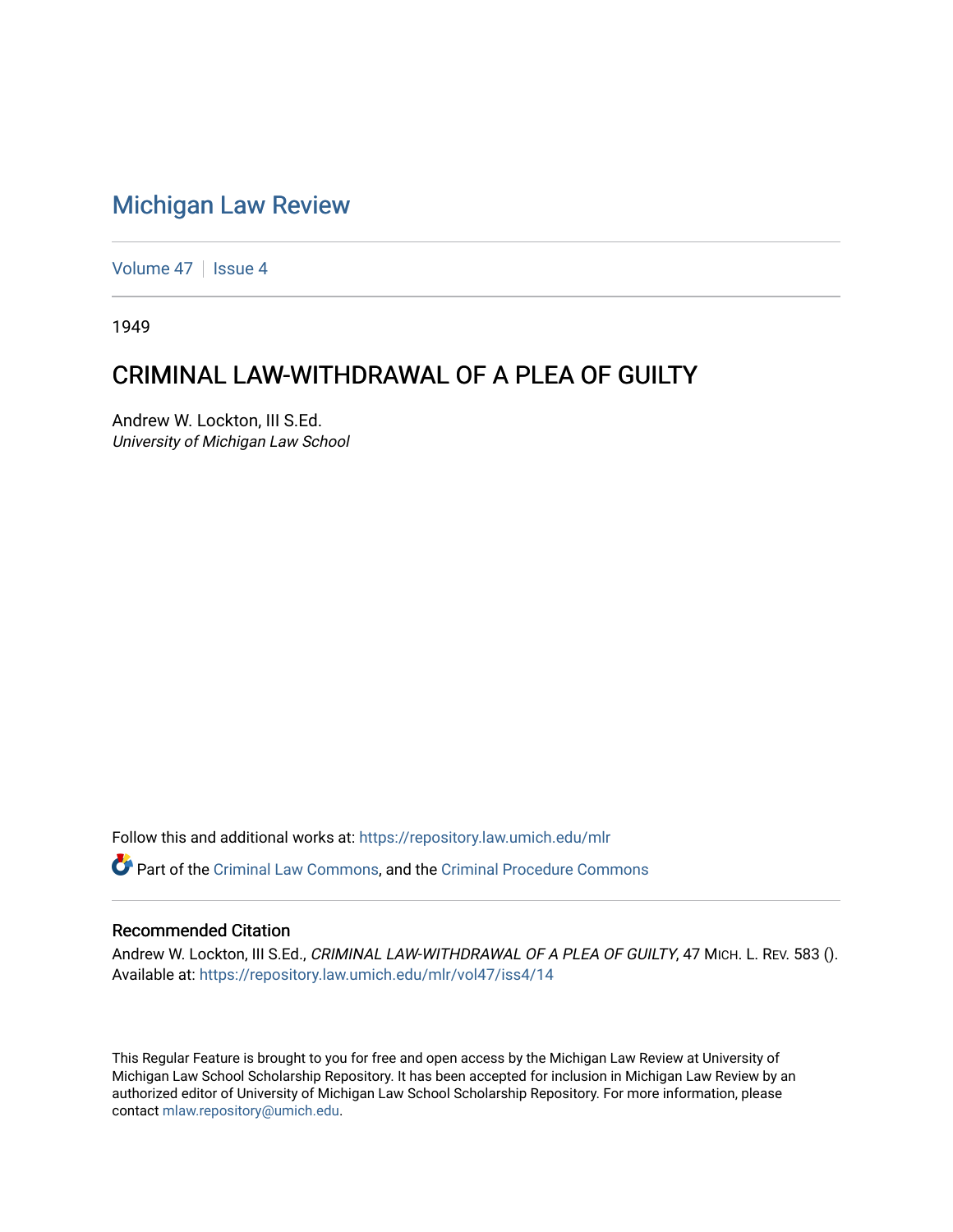# Michigan Law Review

Volume 47 | Issue 4

1949

## CRIMINAL LAW-WITHDRAWAL OF A PLEA OF GUILTY

Andrew W. Lockton, III S.Ed.
*University of Michigan Law School*

Follow this and additional works at: https://repository.law.umich.edu/mlr

Part of the Criminal Law Commons, and the Criminal Procedure Commons

### Recommended Citation

Andrew W. Lockton, III S.Ed., *CRIMINAL LAW-WITHDRAWAL OF A PLEA OF GUILTY*, 47 MICH. L. REV. 583 ().
Available at: https://repository.law.umich.edu/mlr/vol47/iss4/14

This Regular Feature is brought to you for free and open access by the Michigan Law Review at University of Michigan Law School Scholarship Repository. It has been accepted for inclusion in Michigan Law Review by an authorized editor of University of Michigan Law School Scholarship Repository. For more information, please contact mlaw.repository@umich.edu.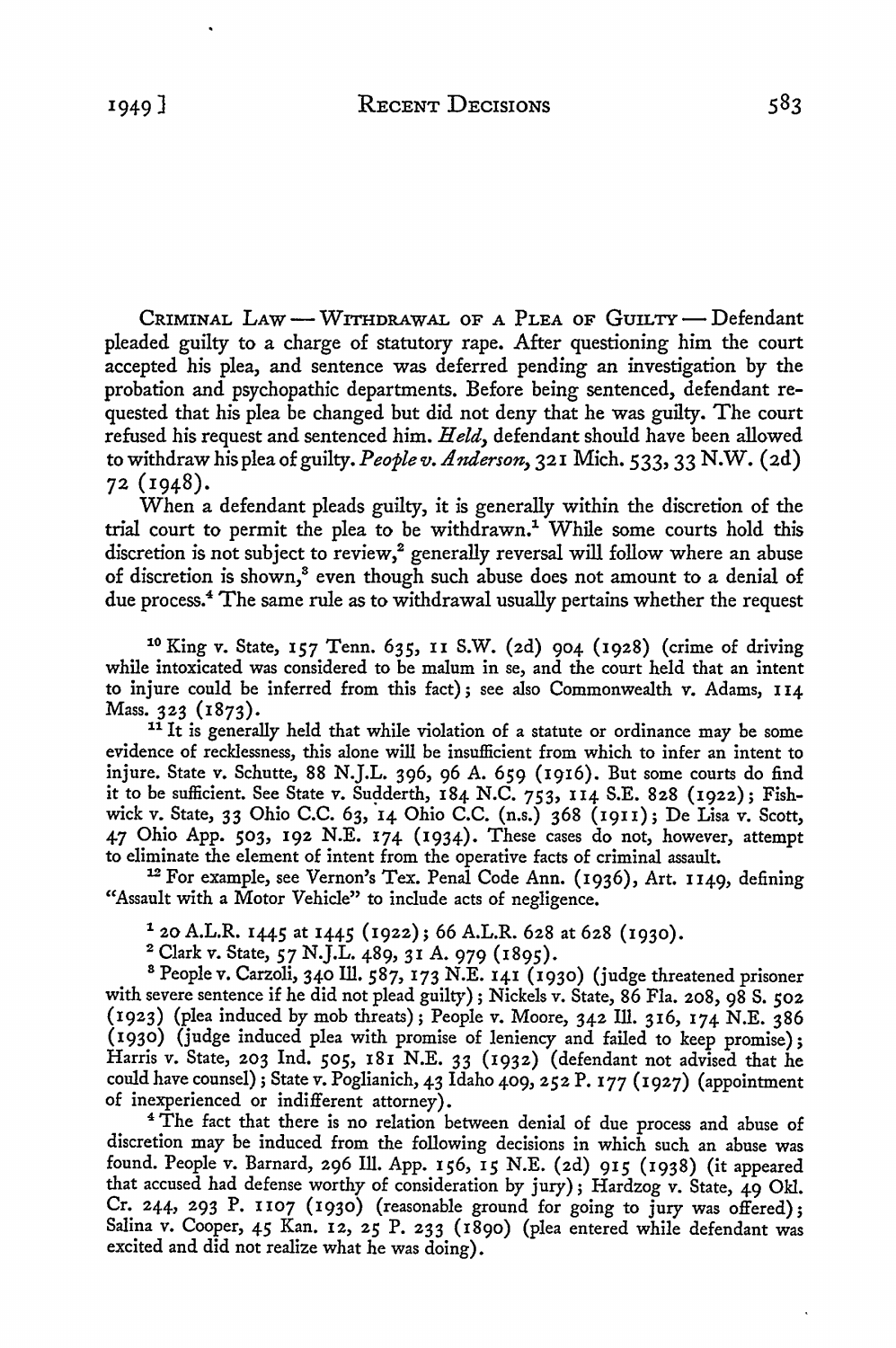CRIMINAL LAW — WITHDRAWAL OF A PLEA OF GUILTY — Defendant pleaded guilty to a charge of statutory rape. After questioning him the court accepted his plea, and sentence was deferred pending an investigation by the probation and psychopathic departments. Before being sentenced, defendant requested that his plea be changed but did not deny that he was guilty. The court refused his request and sentenced him. *Held*, defendant should have been allowed to withdraw his plea of guilty. *People v. Anderson*, 321 Mich. 533, 33 N.W. (2d) 72 (1948).

When a defendant pleads guilty, it is generally within the discretion of the trial court to permit the plea to be withdrawn.[1] While some courts hold this discretion is not subject to review,[2] generally reversal will follow where an abuse of discretion is shown,[3] even though such abuse does not amount to a denial of due process.[4] The same rule as to withdrawal usually pertains whether the request

---

[10] King v. State, 157 Tenn. 635, 11 S.W. (2d) 904 (1928) (crime of driving while intoxicated was considered to be malum in se, and the court held that an intent to injure could be inferred from this fact); see also Commonwealth v. Adams, 114 Mass. 323 (1873).

[11] It is generally held that while violation of a statute or ordinance may be some evidence of recklessness, this alone will be insufficient from which to infer an intent to injure. State v. Schutte, 88 N.J.L. 396, 96 A. 659 (1916). But some courts do find it to be sufficient. See State v. Sudderth, 184 N.C. 753, 114 S.E. 828 (1922); Fishwick v. State, 33 Ohio C.C. 63, 14 Ohio C.C. (n.s.) 368 (1911); De Lisa v. Scott, 47 Ohio App. 503, 192 N.E. 174 (1934). These cases do not, however, attempt to eliminate the element of intent from the operative facts of criminal assault.

[12] For example, see Vernon's Tex. Penal Code Ann. (1936), Art. 1149, defining "Assault with a Motor Vehicle" to include acts of negligence.

[1] 20 A.L.R. 1445 at 1445 (1922); 66 A.L.R. 628 at 628 (1930).

[2] Clark v. State, 57 N.J.L. 489, 31 A. 979 (1895).

[3] People v. Carzoli, 340 Ill. 587, 173 N.E. 141 (1930) (judge threatened prisoner with severe sentence if he did not plead guilty); Nickels v. State, 86 Fla. 208, 98 S. 502 (1923) (plea induced by mob threats); People v. Moore, 342 Ill. 316, 174 N.E. 386 (1930) (judge induced plea with promise of leniency and failed to keep promise); Harris v. State, 203 Ind. 505, 181 N.E. 33 (1932) (defendant not advised that he could have counsel); State v. Poglianich, 43 Idaho 409, 252 P. 177 (1927) (appointment of inexperienced or indifferent attorney).

[4] The fact that there is no relation between denial of due process and abuse of discretion may be induced from the following decisions in which such an abuse was found. People v. Barnard, 296 Ill. App. 156, 15 N.E. (2d) 915 (1938) (it appeared that accused had defense worthy of consideration by jury); Hardzog v. State, 49 Okl. Cr. 244, 293 P. 1107 (1930) (reasonable ground for going to jury was offered); Salina v. Cooper, 45 Kan. 12, 25 P. 233 (1890) (plea entered while defendant was excited and did not realize what he was doing).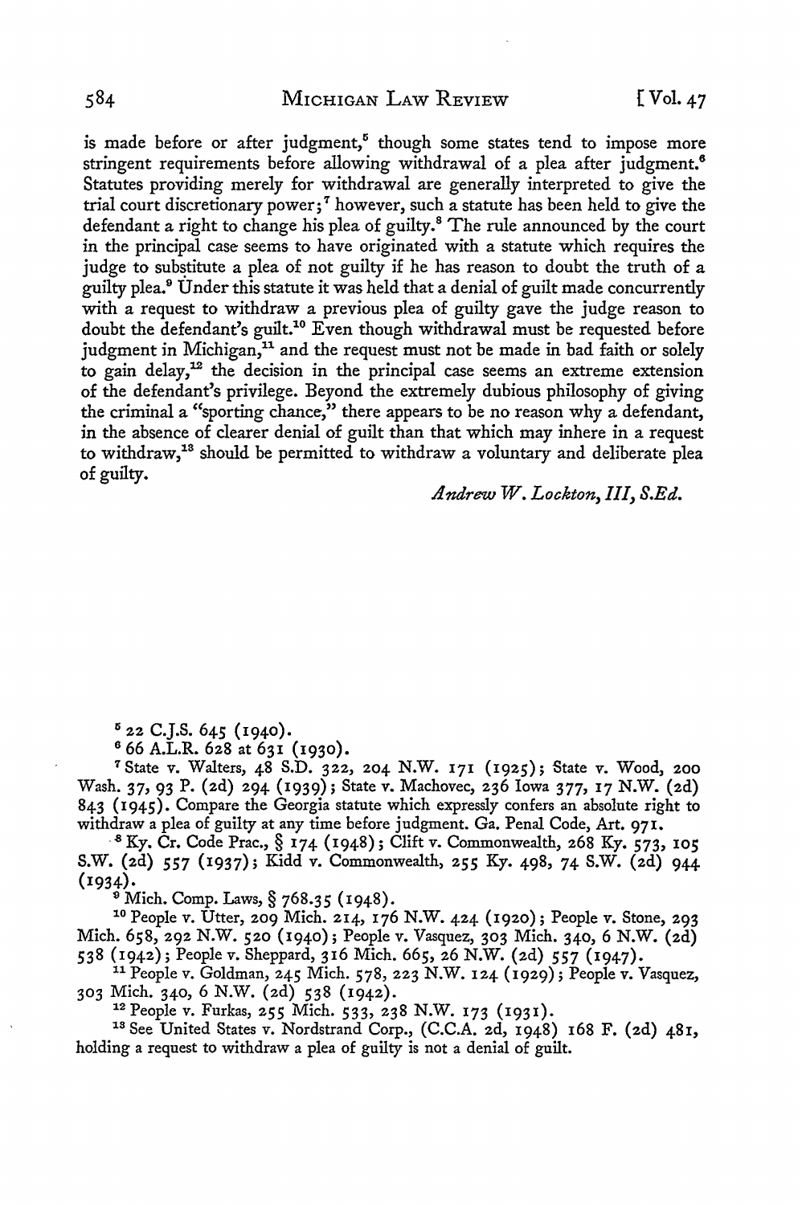is made before or after judgment,[5] though some states tend to impose more stringent requirements before allowing withdrawal of a plea after judgment.[6] Statutes providing merely for withdrawal are generally interpreted to give the trial court discretionary power;[7] however, such a statute has been held to give the defendant a right to change his plea of guilty.[8] The rule announced by the court in the principal case seems to have originated with a statute which requires the judge to substitute a plea of not guilty if he has reason to doubt the truth of a guilty plea.[9] Under this statute it was held that a denial of guilt made concurrently with a request to withdraw a previous plea of guilty gave the judge reason to doubt the defendant's guilt.[10] Even though withdrawal must be requested before judgment in Michigan,[11] and the request must not be made in bad faith or solely to gain delay,[12] the decision in the principal case seems an extreme extension of the defendant's privilege. Beyond the extremely dubious philosophy of giving the criminal a "sporting chance," there appears to be no reason why a defendant, in the absence of clearer denial of guilt than that which may inhere in a request to withdraw,[13] should be permitted to withdraw a voluntary and deliberate plea of guilty.

*Andrew W. Lockton, III, S.Ed.*

---

[5] 22 C.J.S. 645 (1940).

[6] 66 A.L.R. 628 at 631 (1930).

[7] State v. Walters, 48 S.D. 322, 204 N.W. 171 (1925); State v. Wood, 200 Wash. 37, 93 P. (2d) 294 (1939); State v. Machovec, 236 Iowa 377, 17 N.W. (2d) 843 (1945). Compare the Georgia statute which expressly confers an absolute right to withdraw a plea of guilty at any time before judgment. Ga. Penal Code, Art. 971.

[8] Ky. Cr. Code Prac., § 174 (1948); Clift v. Commonwealth, 268 Ky. 573, 105 S.W. (2d) 557 (1937); Kidd v. Commonwealth, 255 Ky. 498, 74 S.W. (2d) 944 (1934).

[9] Mich. Comp. Laws, § 768.35 (1948).

[10] People v. Utter, 209 Mich. 214, 176 N.W. 424 (1920); People v. Stone, 293 Mich. 658, 292 N.W. 520 (1940); People v. Vasquez, 303 Mich. 340, 6 N.W. (2d) 538 (1942); People v. Sheppard, 316 Mich. 665, 26 N.W. (2d) 557 (1947).

[11] People v. Goldman, 245 Mich. 578, 223 N.W. 124 (1929); People v. Vasquez, 303 Mich. 340, 6 N.W. (2d) 538 (1942).

[12] People v. Furkas, 255 Mich. 533, 238 N.W. 173 (1931).

[13] See United States v. Nordstrand Corp., (C.C.A. 2d, 1948) 168 F. (2d) 481, holding a request to withdraw a plea of guilty is not a denial of guilt.